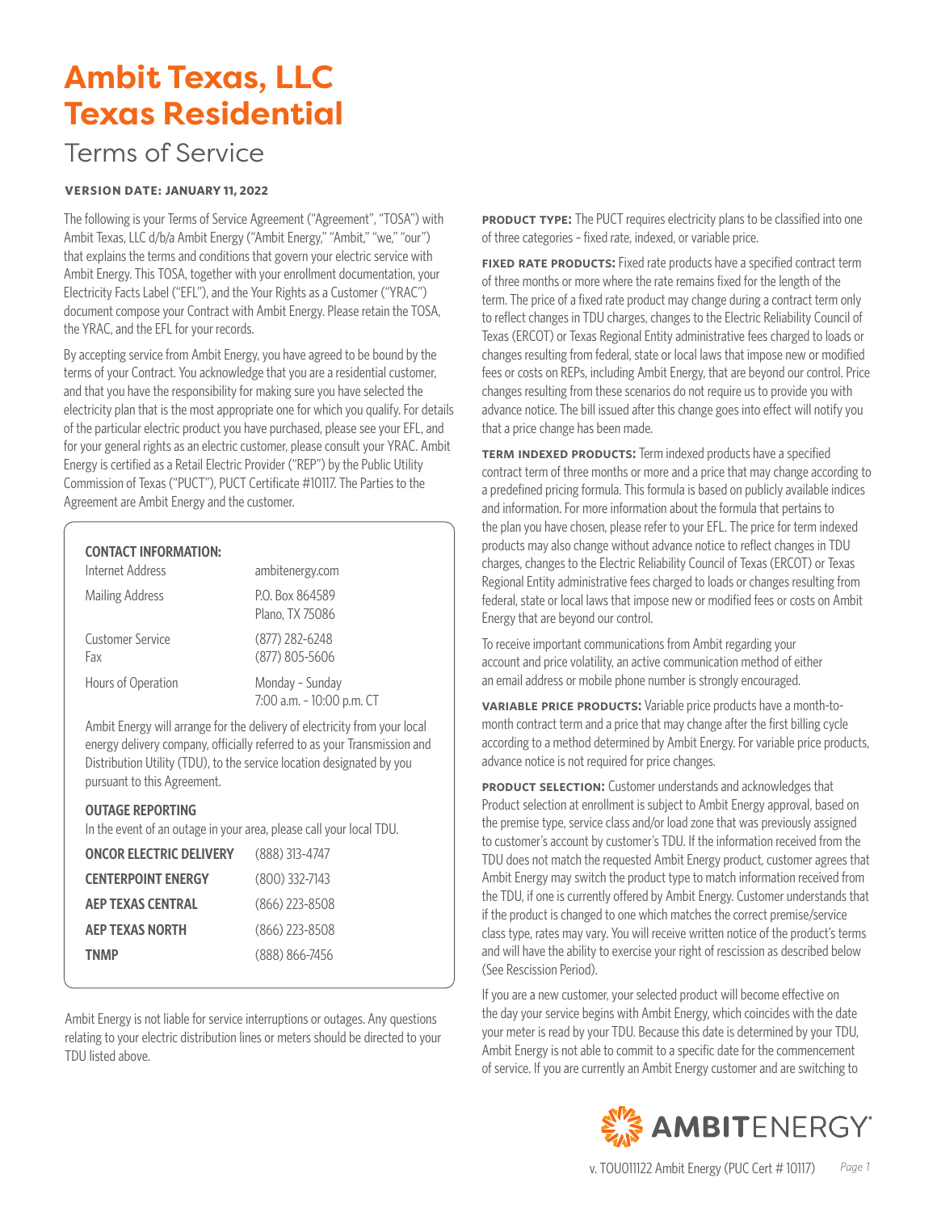# Ambit Texas, LLC Texas Residential

## Terms of Service

**VERSION DATE: JANUARY 11, 2022**

The following is your Terms of Service Agreement ("Agreement", "TOSA") with Ambit Texas, LLC d/b/a Ambit Energy ("Ambit Energy," "Ambit," "we," "our") that explains the terms and conditions that govern your electric service with Ambit Energy. This TOSA, together with your enrollment documentation, your Electricity Facts Label ("EFL"), and the Your Rights as a Customer ("YRAC") document compose your Contract with Ambit Energy. Please retain the TOSA, the YRAC, and the EFL for your records.

By accepting service from Ambit Energy, you have agreed to be bound by the terms of your Contract. You acknowledge that you are a residential customer, and that you have the responsibility for making sure you have selected the electricity plan that is the most appropriate one for which you qualify. For details of the particular electric product you have purchased, please see your EFL, and for your general rights as an electric customer, please consult your YRAC. Ambit Energy is certified as a Retail Electric Provider ("REP") by the Public Utility Commission of Texas ("PUCT"), PUCT Certificate #10117. The Parties to the Agreement are Ambit Energy and the customer.

**CONTACT INFORMATION:**

| | |
|---|---|
| Internet Address | ambitenergy.com |
| Mailing Address | P.O. Box 864589<br>Plano, TX 75086 |
| Customer Service | (877) 282-6248 |
| Fax | (877) 805-5606 |
| Hours of Operation | Monday – Sunday<br>7:00 a.m. – 10:00 p.m. CT |

Ambit Energy will arrange for the delivery of electricity from your local energy delivery company, officially referred to as your Transmission and Distribution Utility (TDU), to the service location designated by you pursuant to this Agreement.

**OUTAGE REPORTING**

In the event of an outage in your area, please call your local TDU.

| | |
|---|---|
| **ONCOR ELECTRIC DELIVERY** | (888) 313-4747 |
| **CENTERPOINT ENERGY** | (800) 332-7143 |
| **AEP TEXAS CENTRAL** | (866) 223-8508 |
| **AEP TEXAS NORTH** | (866) 223-8508 |
| **TNMP** | (888) 866-7456 |

Ambit Energy is not liable for service interruptions or outages. Any questions relating to your electric distribution lines or meters should be directed to your TDU listed above.

**PRODUCT TYPE:** The PUCT requires electricity plans to be classified into one of three categories – fixed rate, indexed, or variable price.

**FIXED RATE PRODUCTS:** Fixed rate products have a specified contract term of three months or more where the rate remains fixed for the length of the term. The price of a fixed rate product may change during a contract term only to reflect changes in TDU charges, changes to the Electric Reliability Council of Texas (ERCOT) or Texas Regional Entity administrative fees charged to loads or changes resulting from federal, state or local laws that impose new or modified fees or costs on REPs, including Ambit Energy, that are beyond our control. Price changes resulting from these scenarios do not require us to provide you with advance notice. The bill issued after this change goes into effect will notify you that a price change has been made.

**TERM INDEXED PRODUCTS:** Term indexed products have a specified contract term of three months or more and a price that may change according to a predefined pricing formula. This formula is based on publicly available indices and information. For more information about the formula that pertains to the plan you have chosen, please refer to your EFL. The price for term indexed products may also change without advance notice to reflect changes in TDU charges, changes to the Electric Reliability Council of Texas (ERCOT) or Texas Regional Entity administrative fees charged to loads or changes resulting from federal, state or local laws that impose new or modified fees or costs on Ambit Energy that are beyond our control.

To receive important communications from Ambit regarding your account and price volatility, an active communication method of either an email address or mobile phone number is strongly encouraged.

**VARIABLE PRICE PRODUCTS:** Variable price products have a month-to-month contract term and a price that may change after the first billing cycle according to a method determined by Ambit Energy. For variable price products, advance notice is not required for price changes.

**PRODUCT SELECTION:** Customer understands and acknowledges that Product selection at enrollment is subject to Ambit Energy approval, based on the premise type, service class and/or load zone that was previously assigned to customer's account by customer's TDU. If the information received from the TDU does not match the requested Ambit Energy product, customer agrees that Ambit Energy may switch the product type to match information received from the TDU, if one is currently offered by Ambit Energy. Customer understands that if the product is changed to one which matches the correct premise/service class type, rates may vary. You will receive written notice of the product's terms and will have the ability to exercise your right of rescission as described below (See Rescission Period).

If you are a new customer, your selected product will become effective on the day your service begins with Ambit Energy, which coincides with the date your meter is read by your TDU. Because this date is determined by your TDU, Ambit Energy is not able to commit to a specific date for the commencement of service. If you are currently an Ambit Energy customer and are switching to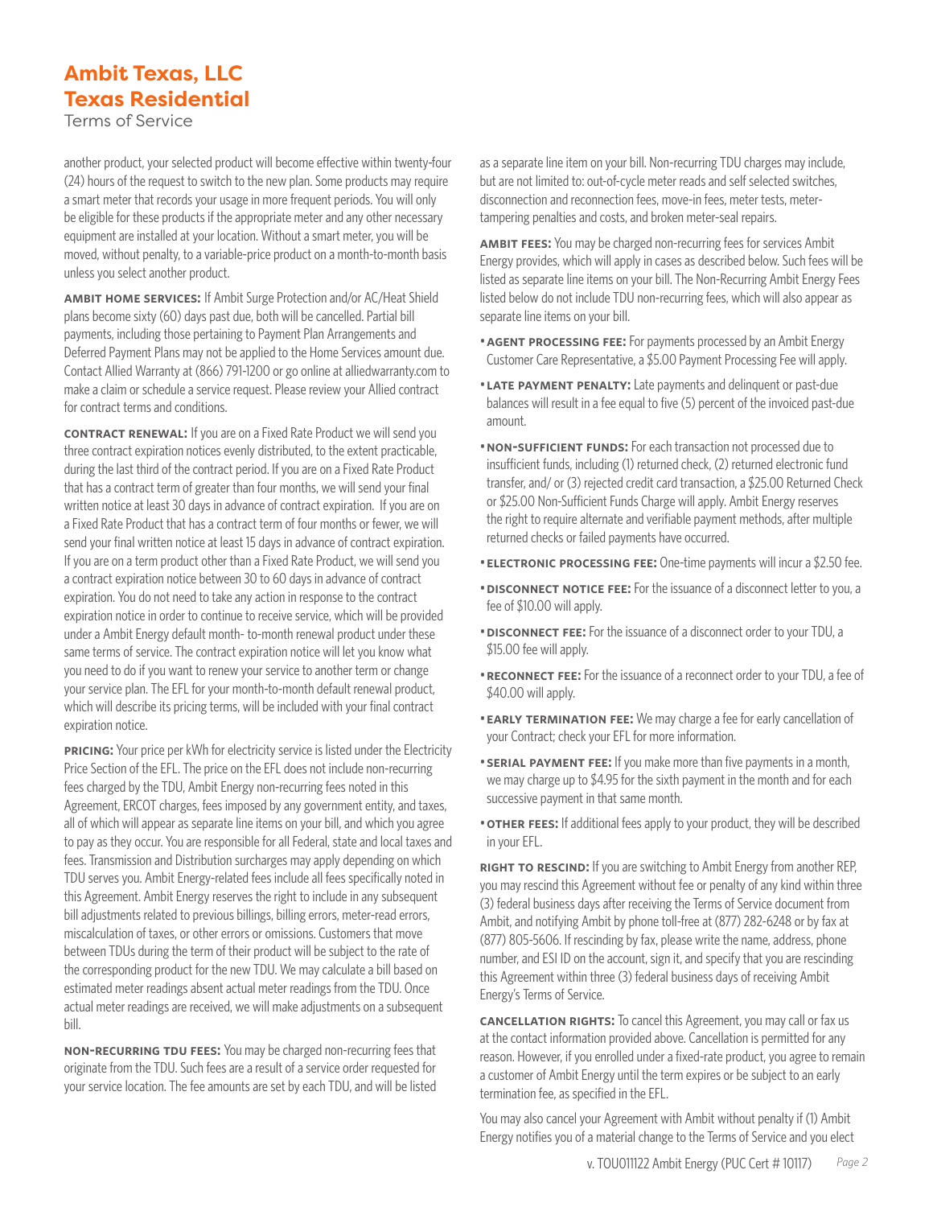another product, your selected product will become effective within twenty-four (24) hours of the request to switch to the new plan. Some products may require a smart meter that records your usage in more frequent periods. You will only be eligible for these products if the appropriate meter and any other necessary equipment are installed at your location. Without a smart meter, you will be moved, without penalty, to a variable-price product on a month-to-month basis unless you select another product.

**AMBIT HOME SERVICES:** If Ambit Surge Protection and/or AC/Heat Shield plans become sixty (60) days past due, both will be cancelled. Partial bill payments, including those pertaining to Payment Plan Arrangements and Deferred Payment Plans may not be applied to the Home Services amount due. Contact Allied Warranty at (866) 791-1200 or go online at alliedwarranty.com to make a claim or schedule a service request. Please review your Allied contract for contract terms and conditions.

**CONTRACT RENEWAL:** If you are on a Fixed Rate Product we will send you three contract expiration notices evenly distributed, to the extent practicable, during the last third of the contract period. If you are on a Fixed Rate Product that has a contract term of greater than four months, we will send your final written notice at least 30 days in advance of contract expiration. If you are on a Fixed Rate Product that has a contract term of four months or fewer, we will send your final written notice at least 15 days in advance of contract expiration. If you are on a term product other than a Fixed Rate Product, we will send you a contract expiration notice between 30 to 60 days in advance of contract expiration. You do not need to take any action in response to the contract expiration notice in order to continue to receive service, which will be provided under a Ambit Energy default month- to-month renewal product under these same terms of service. The contract expiration notice will let you know what you need to do if you want to renew your service to another term or change your service plan. The EFL for your month-to-month default renewal product, which will describe its pricing terms, will be included with your final contract expiration notice.

**PRICING:** Your price per kWh for electricity service is listed under the Electricity Price Section of the EFL. The price on the EFL does not include non-recurring fees charged by the TDU, Ambit Energy non-recurring fees noted in this Agreement, ERCOT charges, fees imposed by any government entity, and taxes, all of which will appear as separate line items on your bill, and which you agree to pay as they occur. You are responsible for all Federal, state and local taxes and fees. Transmission and Distribution surcharges may apply depending on which TDU serves you. Ambit Energy-related fees include all fees specifically noted in this Agreement. Ambit Energy reserves the right to include in any subsequent bill adjustments related to previous billings, billing errors, meter-read errors, miscalculation of taxes, or other errors or omissions. Customers that move between TDUs during the term of their product will be subject to the rate of the corresponding product for the new TDU. We may calculate a bill based on estimated meter readings absent actual meter readings from the TDU. Once actual meter readings are received, we will make adjustments on a subsequent bill.

**NON-RECURRING TDU FEES:** You may be charged non-recurring fees that originate from the TDU. Such fees are a result of a service order requested for your service location. The fee amounts are set by each TDU, and will be listed as a separate line item on your bill. Non-recurring TDU charges may include, but are not limited to: out-of-cycle meter reads and self selected switches, disconnection and reconnection fees, move-in fees, meter tests, meter-tampering penalties and costs, and broken meter-seal repairs.

**AMBIT FEES:** You may be charged non-recurring fees for services Ambit Energy provides, which will apply in cases as described below. Such fees will be listed as separate line items on your bill. The Non-Recurring Ambit Energy Fees listed below do not include TDU non-recurring fees, which will also appear as separate line items on your bill.

- **AGENT PROCESSING FEE:** For payments processed by an Ambit Energy Customer Care Representative, a $5.00 Payment Processing Fee will apply.
- **LATE PAYMENT PENALTY:** Late payments and delinquent or past-due balances will result in a fee equal to five (5) percent of the invoiced past-due amount.
- **NON-SUFFICIENT FUNDS:** For each transaction not processed due to insufficient funds, including (1) returned check, (2) returned electronic fund transfer, and/ or (3) rejected credit card transaction, a $25.00 Returned Check or $25.00 Non-Sufficient Funds Charge will apply. Ambit Energy reserves the right to require alternate and verifiable payment methods, after multiple returned checks or failed payments have occurred.
- **ELECTRONIC PROCESSING FEE:** One-time payments will incur a $2.50 fee.
- **DISCONNECT NOTICE FEE:** For the issuance of a disconnect letter to you, a fee of $10.00 will apply.
- **DISCONNECT FEE:** For the issuance of a disconnect order to your TDU, a $15.00 fee will apply.
- **RECONNECT FEE:** For the issuance of a reconnect order to your TDU, a fee of $40.00 will apply.
- **EARLY TERMINATION FEE:** We may charge a fee for early cancellation of your Contract; check your EFL for more information.
- **SERIAL PAYMENT FEE:** If you make more than five payments in a month, we may charge up to $4.95 for the sixth payment in the month and for each successive payment in that same month.
- **OTHER FEES:** If additional fees apply to your product, they will be described in your EFL.

**RIGHT TO RESCIND:** If you are switching to Ambit Energy from another REP, you may rescind this Agreement without fee or penalty of any kind within three (3) federal business days after receiving the Terms of Service document from Ambit, and notifying Ambit by phone toll-free at (877) 282-6248 or by fax at (877) 805-5606. If rescinding by fax, please write the name, address, phone number, and ESI ID on the account, sign it, and specify that you are rescinding this Agreement within three (3) federal business days of receiving Ambit Energy's Terms of Service.

**CANCELLATION RIGHTS:** To cancel this Agreement, you may call or fax us at the contact information provided above. Cancellation is permitted for any reason. However, if you enrolled under a fixed-rate product, you agree to remain a customer of Ambit Energy until the term expires or be subject to an early termination fee, as specified in the EFL.

You may also cancel your Agreement with Ambit without penalty if (1) Ambit Energy notifies you of a material change to the Terms of Service and you elect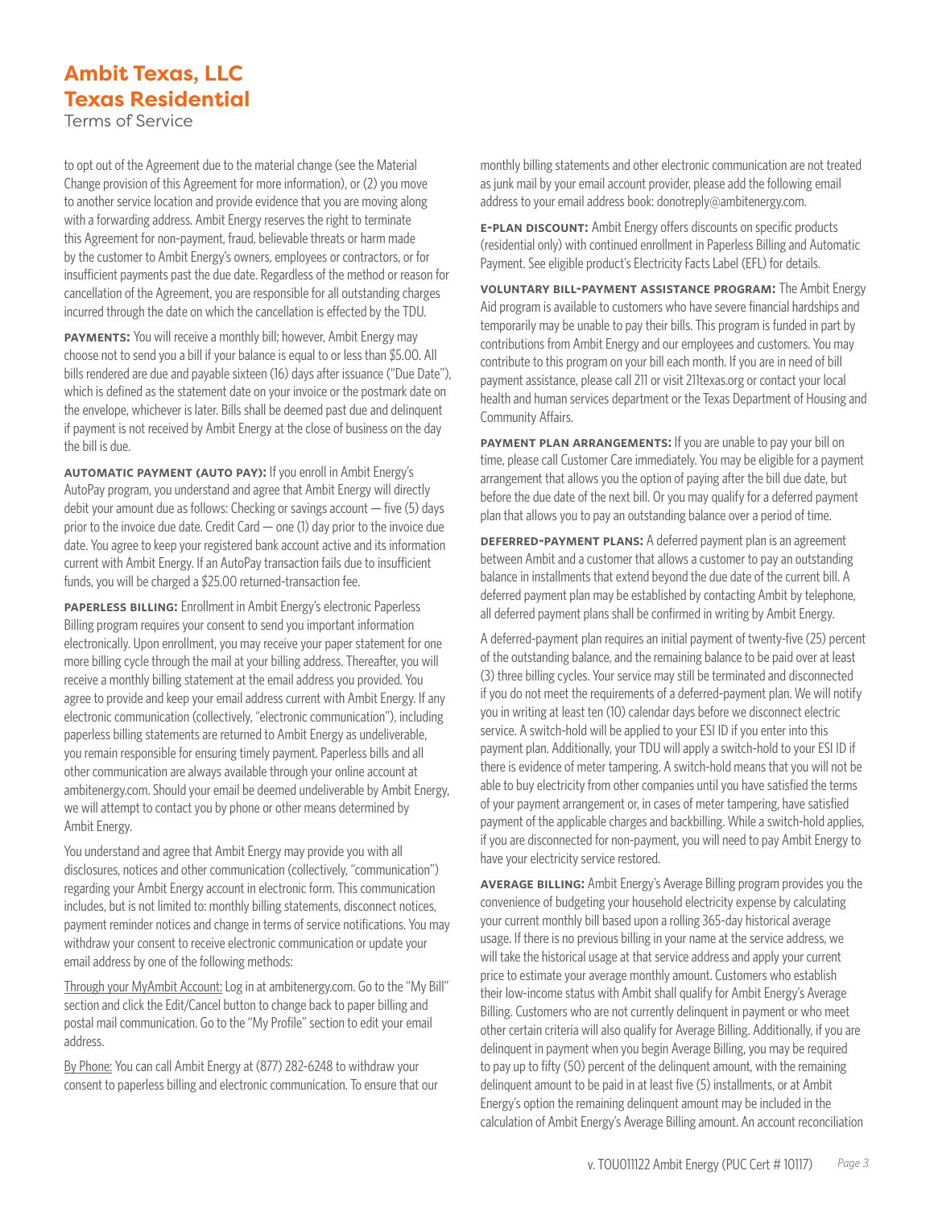to opt out of the Agreement due to the material change (see the Material Change provision of this Agreement for more information), or (2) you move to another service location and provide evidence that you are moving along with a forwarding address. Ambit Energy reserves the right to terminate this Agreement for non-payment, fraud, believable threats or harm made by the customer to Ambit Energy's owners, employees or contractors, or for insufficient payments past the due date. Regardless of the method or reason for cancellation of the Agreement, you are responsible for all outstanding charges incurred through the date on which the cancellation is effected by the TDU.

**PAYMENTS:** You will receive a monthly bill; however, Ambit Energy may choose not to send you a bill if your balance is equal to or less than $5.00. All bills rendered are due and payable sixteen (16) days after issuance ("Due Date"), which is defined as the statement date on your invoice or the postmark date on the envelope, whichever is later. Bills shall be deemed past due and delinquent if payment is not received by Ambit Energy at the close of business on the day the bill is due.

**AUTOMATIC PAYMENT (AUTO PAY):** If you enroll in Ambit Energy's AutoPay program, you understand and agree that Ambit Energy will directly debit your amount due as follows: Checking or savings account — five (5) days prior to the invoice due date. Credit Card — one (1) day prior to the invoice due date. You agree to keep your registered bank account active and its information current with Ambit Energy. If an AutoPay transaction fails due to insufficient funds, you will be charged a $25.00 returned-transaction fee.

**PAPERLESS BILLING:** Enrollment in Ambit Energy's electronic Paperless Billing program requires your consent to send you important information electronically. Upon enrollment, you may receive your paper statement for one more billing cycle through the mail at your billing address. Thereafter, you will receive a monthly billing statement at the email address you provided. You agree to provide and keep your email address current with Ambit Energy. If any electronic communication (collectively, "electronic communication"), including paperless billing statements are returned to Ambit Energy as undeliverable, you remain responsible for ensuring timely payment. Paperless bills and all other communication are always available through your online account at ambitenergy.com. Should your email be deemed undeliverable by Ambit Energy, we will attempt to contact you by phone or other means determined by Ambit Energy.

You understand and agree that Ambit Energy may provide you with all disclosures, notices and other communication (collectively, "communication") regarding your Ambit Energy account in electronic form. This communication includes, but is not limited to: monthly billing statements, disconnect notices, payment reminder notices and change in terms of service notifications. You may withdraw your consent to receive electronic communication or update your email address by one of the following methods:

<u>Through your MyAmbit Account:</u> Log in at ambitenergy.com. Go to the "My Bill" section and click the Edit/Cancel button to change back to paper billing and postal mail communication. Go to the "My Profile" section to edit your email address.

<u>By Phone:</u> You can call Ambit Energy at (877) 282-6248 to withdraw your consent to paperless billing and electronic communication. To ensure that our monthly billing statements and other electronic communication are not treated as junk mail by your email account provider, please add the following email address to your email address book: donotreply@ambitenergy.com.

**E-PLAN DISCOUNT:** Ambit Energy offers discounts on specific products (residential only) with continued enrollment in Paperless Billing and Automatic Payment. See eligible product's Electricity Facts Label (EFL) for details.

**VOLUNTARY BILL-PAYMENT ASSISTANCE PROGRAM:** The Ambit Energy Aid program is available to customers who have severe financial hardships and temporarily may be unable to pay their bills. This program is funded in part by contributions from Ambit Energy and our employees and customers. You may contribute to this program on your bill each month. If you are in need of bill payment assistance, please call 211 or visit 211texas.org or contact your local health and human services department or the Texas Department of Housing and Community Affairs.

**PAYMENT PLAN ARRANGEMENTS:** If you are unable to pay your bill on time, please call Customer Care immediately. You may be eligible for a payment arrangement that allows you the option of paying after the bill due date, but before the due date of the next bill. Or you may qualify for a deferred payment plan that allows you to pay an outstanding balance over a period of time.

**DEFERRED-PAYMENT PLANS:** A deferred payment plan is an agreement between Ambit and a customer that allows a customer to pay an outstanding balance in installments that extend beyond the due date of the current bill. A deferred payment plan may be established by contacting Ambit by telephone, all deferred payment plans shall be confirmed in writing by Ambit Energy.

A deferred-payment plan requires an initial payment of twenty-five (25) percent of the outstanding balance, and the remaining balance to be paid over at least (3) three billing cycles. Your service may still be terminated and disconnected if you do not meet the requirements of a deferred-payment plan. We will notify you in writing at least ten (10) calendar days before we disconnect electric service. A switch-hold will be applied to your ESI ID if you enter into this payment plan. Additionally, your TDU will apply a switch-hold to your ESI ID if there is evidence of meter tampering. A switch-hold means that you will not be able to buy electricity from other companies until you have satisfied the terms of your payment arrangement or, in cases of meter tampering, have satisfied payment of the applicable charges and backbilling. While a switch-hold applies, if you are disconnected for non-payment, you will need to pay Ambit Energy to have your electricity service restored.

**AVERAGE BILLING:** Ambit Energy's Average Billing program provides you the convenience of budgeting your household electricity expense by calculating your current monthly bill based upon a rolling 365-day historical average usage. If there is no previous billing in your name at the service address, we will take the historical usage at that service address and apply your current price to estimate your average monthly amount. Customers who establish their low-income status with Ambit shall qualify for Ambit Energy's Average Billing. Customers who are not currently delinquent in payment or who meet other certain criteria will also qualify for Average Billing. Additionally, if you are delinquent in payment when you begin Average Billing, you may be required to pay up to fifty (50) percent of the delinquent amount, with the remaining delinquent amount to be paid in at least five (5) installments, or at Ambit Energy's option the remaining delinquent amount may be included in the calculation of Ambit Energy's Average Billing amount. An account reconciliation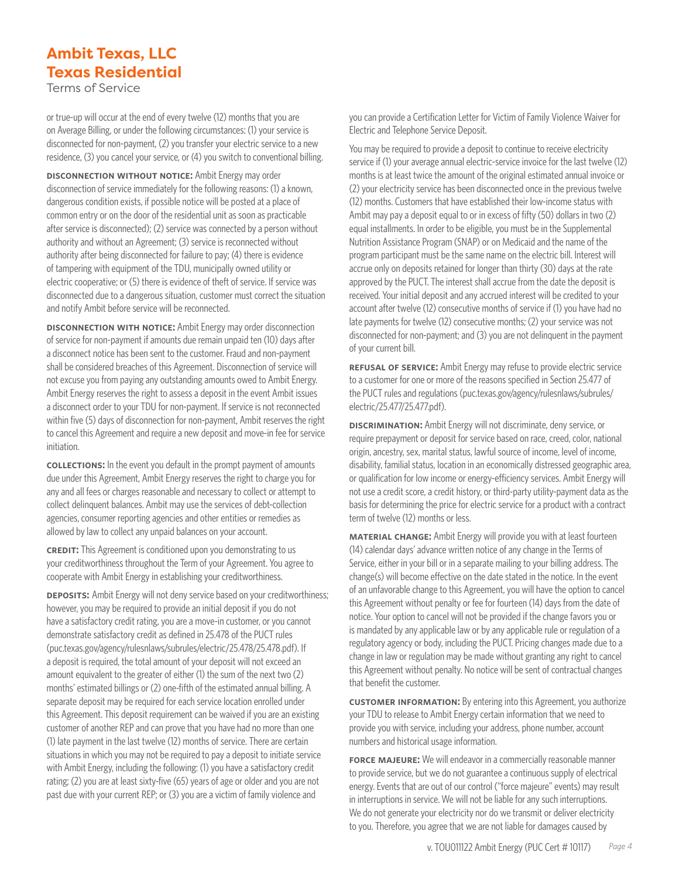or true-up will occur at the end of every twelve (12) months that you are on Average Billing, or under the following circumstances: (1) your service is disconnected for non-payment, (2) you transfer your electric service to a new residence, (3) you cancel your service, or (4) you switch to conventional billing.

**DISCONNECTION WITHOUT NOTICE:** Ambit Energy may order disconnection of service immediately for the following reasons: (1) a known, dangerous condition exists, if possible notice will be posted at a place of common entry or on the door of the residential unit as soon as practicable after service is disconnected); (2) service was connected by a person without authority and without an Agreement; (3) service is reconnected without authority after being disconnected for failure to pay; (4) there is evidence of tampering with equipment of the TDU, municipally owned utility or electric cooperative; or (5) there is evidence of theft of service. If service was disconnected due to a dangerous situation, customer must correct the situation and notify Ambit before service will be reconnected.

**DISCONNECTION WITH NOTICE:** Ambit Energy may order disconnection of service for non-payment if amounts due remain unpaid ten (10) days after a disconnect notice has been sent to the customer. Fraud and non-payment shall be considered breaches of this Agreement. Disconnection of service will not excuse you from paying any outstanding amounts owed to Ambit Energy. Ambit Energy reserves the right to assess a deposit in the event Ambit issues a disconnect order to your TDU for non-payment. If service is not reconnected within five (5) days of disconnection for non-payment, Ambit reserves the right to cancel this Agreement and require a new deposit and move-in fee for service initiation.

**COLLECTIONS:** In the event you default in the prompt payment of amounts due under this Agreement, Ambit Energy reserves the right to charge you for any and all fees or charges reasonable and necessary to collect or attempt to collect delinquent balances. Ambit may use the services of debt-collection agencies, consumer reporting agencies and other entities or remedies as allowed by law to collect any unpaid balances on your account.

**CREDIT:** This Agreement is conditioned upon you demonstrating to us your creditworthiness throughout the Term of your Agreement. You agree to cooperate with Ambit Energy in establishing your creditworthiness.

**DEPOSITS:** Ambit Energy will not deny service based on your creditworthiness; however, you may be required to provide an initial deposit if you do not have a satisfactory credit rating, you are a move-in customer, or you cannot demonstrate satisfactory credit as defined in 25.478 of the PUCT rules (puc.texas.gov/agency/rulesnlaws/subrules/electric/25.478/25.478.pdf). If a deposit is required, the total amount of your deposit will not exceed an amount equivalent to the greater of either (1) the sum of the next two (2) months' estimated billings or (2) one-fifth of the estimated annual billing. A separate deposit may be required for each service location enrolled under this Agreement. This deposit requirement can be waived if you are an existing customer of another REP and can prove that you have had no more than one (1) late payment in the last twelve (12) months of service. There are certain situations in which you may not be required to pay a deposit to initiate service with Ambit Energy, including the following: (1) you have a satisfactory credit rating; (2) you are at least sixty-five (65) years of age or older and you are not past due with your current REP; or (3) you are a victim of family violence and you can provide a Certification Letter for Victim of Family Violence Waiver for Electric and Telephone Service Deposit.

You may be required to provide a deposit to continue to receive electricity service if (1) your average annual electric-service invoice for the last twelve (12) months is at least twice the amount of the original estimated annual invoice or (2) your electricity service has been disconnected once in the previous twelve (12) months. Customers that have established their low-income status with Ambit may pay a deposit equal to or in excess of fifty (50) dollars in two (2) equal installments. In order to be eligible, you must be in the Supplemental Nutrition Assistance Program (SNAP) or on Medicaid and the name of the program participant must be the same name on the electric bill. Interest will accrue only on deposits retained for longer than thirty (30) days at the rate approved by the PUCT. The interest shall accrue from the date the deposit is received. Your initial deposit and any accrued interest will be credited to your account after twelve (12) consecutive months of service if (1) you have had no late payments for twelve (12) consecutive months; (2) your service was not disconnected for non-payment; and (3) you are not delinquent in the payment of your current bill.

**REFUSAL OF SERVICE:** Ambit Energy may refuse to provide electric service to a customer for one or more of the reasons specified in Section 25.477 of the PUCT rules and regulations (puc.texas.gov/agency/rulesnlaws/subrules/electric/25.477/25.477.pdf).

**DISCRIMINATION:** Ambit Energy will not discriminate, deny service, or require prepayment or deposit for service based on race, creed, color, national origin, ancestry, sex, marital status, lawful source of income, level of income, disability, familial status, location in an economically distressed geographic area, or qualification for low income or energy-efficiency services. Ambit Energy will not use a credit score, a credit history, or third-party utility-payment data as the basis for determining the price for electric service for a product with a contract term of twelve (12) months or less.

**MATERIAL CHANGE:** Ambit Energy will provide you with at least fourteen (14) calendar days' advance written notice of any change in the Terms of Service, either in your bill or in a separate mailing to your billing address. The change(s) will become effective on the date stated in the notice. In the event of an unfavorable change to this Agreement, you will have the option to cancel this Agreement without penalty or fee for fourteen (14) days from the date of notice. Your option to cancel will not be provided if the change favors you or is mandated by any applicable law or by any applicable rule or regulation of a regulatory agency or body, including the PUCT. Pricing changes made due to a change in law or regulation may be made without granting any right to cancel this Agreement without penalty. No notice will be sent of contractual changes that benefit the customer.

**CUSTOMER INFORMATION:** By entering into this Agreement, you authorize your TDU to release to Ambit Energy certain information that we need to provide you with service, including your address, phone number, account numbers and historical usage information.

**FORCE MAJEURE:** We will endeavor in a commercially reasonable manner to provide service, but we do not guarantee a continuous supply of electrical energy. Events that are out of our control ("force majeure" events) may result in interruptions in service. We will not be liable for any such interruptions. We do not generate your electricity nor do we transmit or deliver electricity to you. Therefore, you agree that we are not liable for damages caused by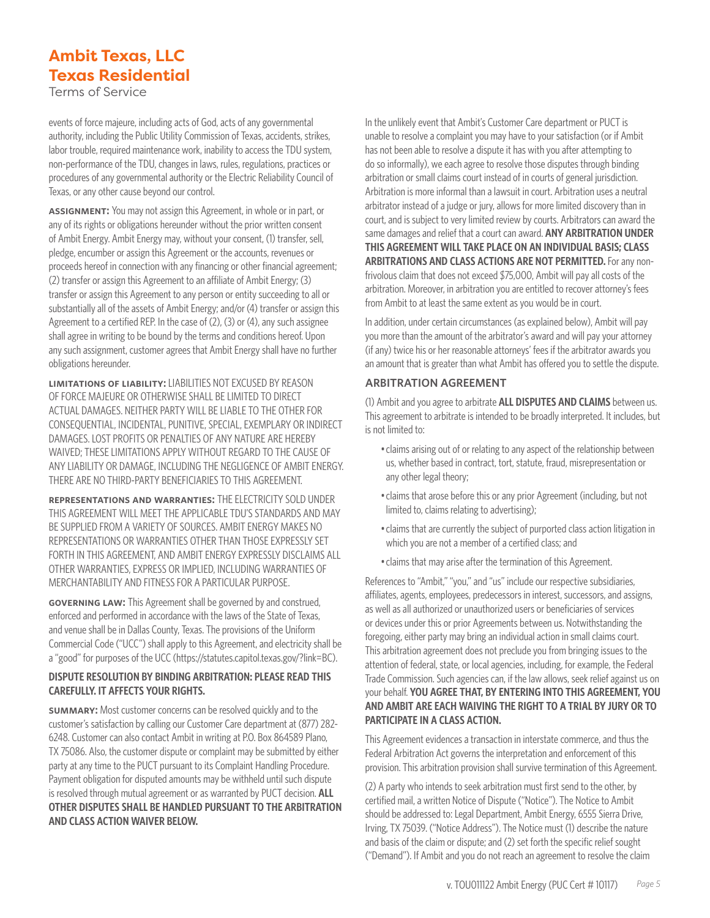events of force majeure, including acts of God, acts of any governmental authority, including the Public Utility Commission of Texas, accidents, strikes, labor trouble, required maintenance work, inability to access the TDU system, non-performance of the TDU, changes in laws, rules, regulations, practices or procedures of any governmental authority or the Electric Reliability Council of Texas, or any other cause beyond our control.

**ASSIGNMENT:** You may not assign this Agreement, in whole or in part, or any of its rights or obligations hereunder without the prior written consent of Ambit Energy. Ambit Energy may, without your consent, (1) transfer, sell, pledge, encumber or assign this Agreement or the accounts, revenues or proceeds hereof in connection with any financing or other financial agreement; (2) transfer or assign this Agreement to an affiliate of Ambit Energy; (3) transfer or assign this Agreement to any person or entity succeeding to all or substantially all of the assets of Ambit Energy; and/or (4) transfer or assign this Agreement to a certified REP. In the case of (2), (3) or (4), any such assignee shall agree in writing to be bound by the terms and conditions hereof. Upon any such assignment, customer agrees that Ambit Energy shall have no further obligations hereunder.

**LIMITATIONS OF LIABILITY:** LIABILITIES NOT EXCUSED BY REASON OF FORCE MAJEURE OR OTHERWISE SHALL BE LIMITED TO DIRECT ACTUAL DAMAGES. NEITHER PARTY WILL BE LIABLE TO THE OTHER FOR CONSEQUENTIAL, INCIDENTAL, PUNITIVE, SPECIAL, EXEMPLARY OR INDIRECT DAMAGES. LOST PROFITS OR PENALTIES OF ANY NATURE ARE HEREBY WAIVED; THESE LIMITATIONS APPLY WITHOUT REGARD TO THE CAUSE OF ANY LIABILITY OR DAMAGE, INCLUDING THE NEGLIGENCE OF AMBIT ENERGY. THERE ARE NO THIRD-PARTY BENEFICIARIES TO THIS AGREEMENT.

**REPRESENTATIONS AND WARRANTIES:** THE ELECTRICITY SOLD UNDER THIS AGREEMENT WILL MEET THE APPLICABLE TDU'S STANDARDS AND MAY BE SUPPLIED FROM A VARIETY OF SOURCES. AMBIT ENERGY MAKES NO REPRESENTATIONS OR WARRANTIES OTHER THAN THOSE EXPRESSLY SET FORTH IN THIS AGREEMENT, AND AMBIT ENERGY EXPRESSLY DISCLAIMS ALL OTHER WARRANTIES, EXPRESS OR IMPLIED, INCLUDING WARRANTIES OF MERCHANTABILITY AND FITNESS FOR A PARTICULAR PURPOSE.

**GOVERNING LAW:** This Agreement shall be governed by and construed, enforced and performed in accordance with the laws of the State of Texas, and venue shall be in Dallas County, Texas. The provisions of the Uniform Commercial Code ("UCC") shall apply to this Agreement, and electricity shall be a "good" for purposes of the UCC (https://statutes.capitol.texas.gov/?link=BC).

**DISPUTE RESOLUTION BY BINDING ARBITRATION: PLEASE READ THIS CAREFULLY. IT AFFECTS YOUR RIGHTS.**

**SUMMARY:** Most customer concerns can be resolved quickly and to the customer's satisfaction by calling our Customer Care department at (877) 282-6248. Customer can also contact Ambit in writing at P.O. Box 864589 Plano, TX 75086. Also, the customer dispute or complaint may be submitted by either party at any time to the PUCT pursuant to its Complaint Handling Procedure. Payment obligation for disputed amounts may be withheld until such dispute is resolved through mutual agreement or as warranted by PUCT decision. **ALL OTHER DISPUTES SHALL BE HANDLED PURSUANT TO THE ARBITRATION AND CLASS ACTION WAIVER BELOW.**

In the unlikely event that Ambit's Customer Care department or PUCT is unable to resolve a complaint you may have to your satisfaction (or if Ambit has not been able to resolve a dispute it has with you after attempting to do so informally), we each agree to resolve those disputes through binding arbitration or small claims court instead of in courts of general jurisdiction. Arbitration is more informal than a lawsuit in court. Arbitration uses a neutral arbitrator instead of a judge or jury, allows for more limited discovery than in court, and is subject to very limited review by courts. Arbitrators can award the same damages and relief that a court can award. **ANY ARBITRATION UNDER THIS AGREEMENT WILL TAKE PLACE ON AN INDIVIDUAL BASIS; CLASS ARBITRATIONS AND CLASS ACTIONS ARE NOT PERMITTED.** For any non-frivolous claim that does not exceed $75,000, Ambit will pay all costs of the arbitration. Moreover, in arbitration you are entitled to recover attorney's fees from Ambit to at least the same extent as you would be in court.

In addition, under certain circumstances (as explained below), Ambit will pay you more than the amount of the arbitrator's award and will pay your attorney (if any) twice his or her reasonable attorneys' fees if the arbitrator awards you an amount that is greater than what Ambit has offered you to settle the dispute.

### ARBITRATION AGREEMENT

(1) Ambit and you agree to arbitrate **ALL DISPUTES AND CLAIMS** between us. This agreement to arbitrate is intended to be broadly interpreted. It includes, but is not limited to:

- claims arising out of or relating to any aspect of the relationship between us, whether based in contract, tort, statute, fraud, misrepresentation or any other legal theory;
- claims that arose before this or any prior Agreement (including, but not limited to, claims relating to advertising);
- claims that are currently the subject of purported class action litigation in which you are not a member of a certified class; and
- claims that may arise after the termination of this Agreement.

References to "Ambit," "you," and "us" include our respective subsidiaries, affiliates, agents, employees, predecessors in interest, successors, and assigns, as well as all authorized or unauthorized users or beneficiaries of services or devices under this or prior Agreements between us. Notwithstanding the foregoing, either party may bring an individual action in small claims court. This arbitration agreement does not preclude you from bringing issues to the attention of federal, state, or local agencies, including, for example, the Federal Trade Commission. Such agencies can, if the law allows, seek relief against us on your behalf. **YOU AGREE THAT, BY ENTERING INTO THIS AGREEMENT, YOU AND AMBIT ARE EACH WAIVING THE RIGHT TO A TRIAL BY JURY OR TO PARTICIPATE IN A CLASS ACTION.**

This Agreement evidences a transaction in interstate commerce, and thus the Federal Arbitration Act governs the interpretation and enforcement of this provision. This arbitration provision shall survive termination of this Agreement.

(2) A party who intends to seek arbitration must first send to the other, by certified mail, a written Notice of Dispute ("Notice"). The Notice to Ambit should be addressed to: Legal Department, Ambit Energy, 6555 Sierra Drive, Irving, TX 75039. ("Notice Address"). The Notice must (1) describe the nature and basis of the claim or dispute; and (2) set forth the specific relief sought ("Demand"). If Ambit and you do not reach an agreement to resolve the claim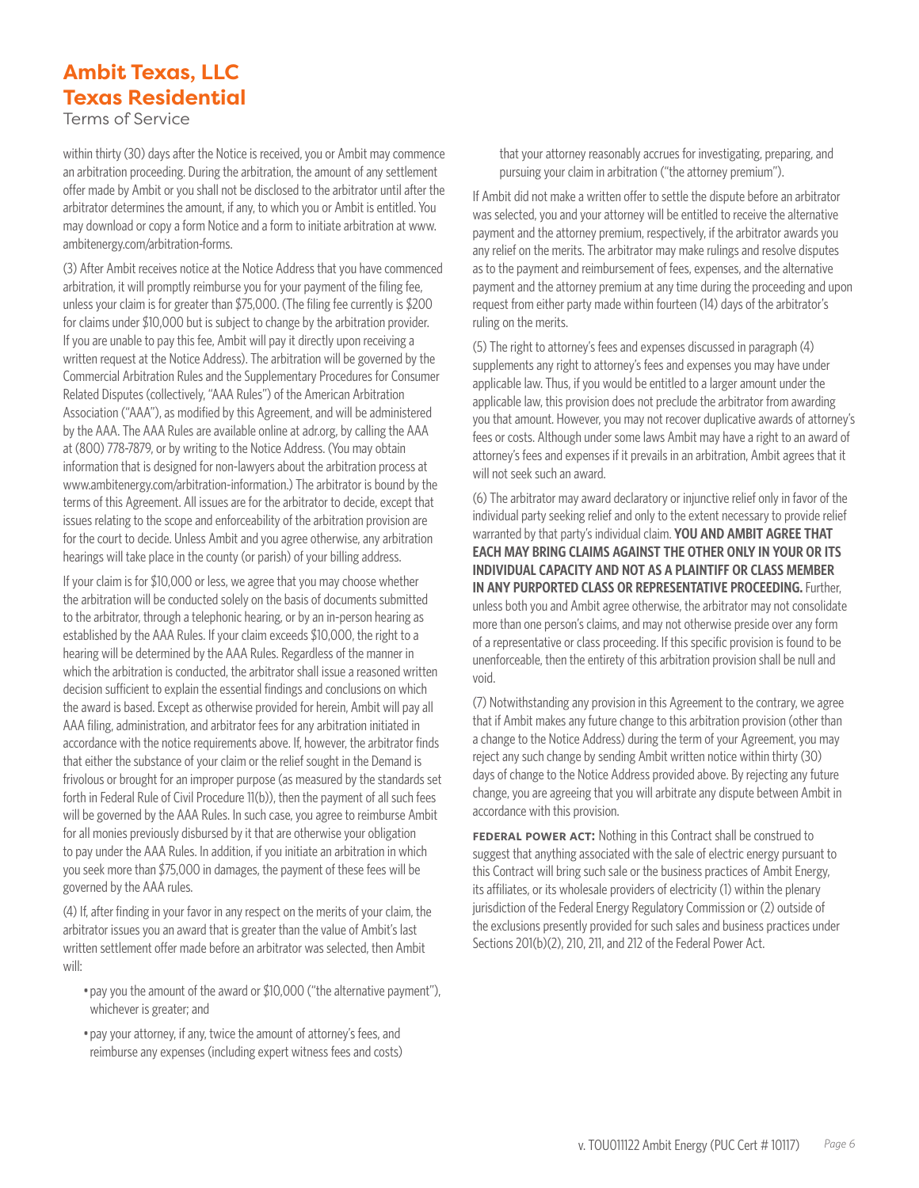within thirty (30) days after the Notice is received, you or Ambit may commence an arbitration proceeding. During the arbitration, the amount of any settlement offer made by Ambit or you shall not be disclosed to the arbitrator until after the arbitrator determines the amount, if any, to which you or Ambit is entitled. You may download or copy a form Notice and a form to initiate arbitration at www.ambitenergy.com/arbitration-forms.

(3) After Ambit receives notice at the Notice Address that you have commenced arbitration, it will promptly reimburse you for your payment of the filing fee, unless your claim is for greater than $75,000. (The filing fee currently is $200 for claims under $10,000 but is subject to change by the arbitration provider. If you are unable to pay this fee, Ambit will pay it directly upon receiving a written request at the Notice Address). The arbitration will be governed by the Commercial Arbitration Rules and the Supplementary Procedures for Consumer Related Disputes (collectively, "AAA Rules") of the American Arbitration Association ("AAA"), as modified by this Agreement, and will be administered by the AAA. The AAA Rules are available online at adr.org, by calling the AAA at (800) 778-7879, or by writing to the Notice Address. (You may obtain information that is designed for non-lawyers about the arbitration process at www.ambitenergy.com/arbitration-information.) The arbitrator is bound by the terms of this Agreement. All issues are for the arbitrator to decide, except that issues relating to the scope and enforceability of the arbitration provision are for the court to decide. Unless Ambit and you agree otherwise, any arbitration hearings will take place in the county (or parish) of your billing address.

If your claim is for $10,000 or less, we agree that you may choose whether the arbitration will be conducted solely on the basis of documents submitted to the arbitrator, through a telephonic hearing, or by an in-person hearing as established by the AAA Rules. If your claim exceeds $10,000, the right to a hearing will be determined by the AAA Rules. Regardless of the manner in which the arbitration is conducted, the arbitrator shall issue a reasoned written decision sufficient to explain the essential findings and conclusions on which the award is based. Except as otherwise provided for herein, Ambit will pay all AAA filing, administration, and arbitrator fees for any arbitration initiated in accordance with the notice requirements above. If, however, the arbitrator finds that either the substance of your claim or the relief sought in the Demand is frivolous or brought for an improper purpose (as measured by the standards set forth in Federal Rule of Civil Procedure 11(b)), then the payment of all such fees will be governed by the AAA Rules. In such case, you agree to reimburse Ambit for all monies previously disbursed by it that are otherwise your obligation to pay under the AAA Rules. In addition, if you initiate an arbitration in which you seek more than $75,000 in damages, the payment of these fees will be governed by the AAA rules.

(4) If, after finding in your favor in any respect on the merits of your claim, the arbitrator issues you an award that is greater than the value of Ambit's last written settlement offer made before an arbitrator was selected, then Ambit will:

- pay you the amount of the award or $10,000 ("the alternative payment"), whichever is greater; and
- pay your attorney, if any, twice the amount of attorney's fees, and reimburse any expenses (including expert witness fees and costs) that your attorney reasonably accrues for investigating, preparing, and pursuing your claim in arbitration ("the attorney premium").

If Ambit did not make a written offer to settle the dispute before an arbitrator was selected, you and your attorney will be entitled to receive the alternative payment and the attorney premium, respectively, if the arbitrator awards you any relief on the merits. The arbitrator may make rulings and resolve disputes as to the payment and reimbursement of fees, expenses, and the alternative payment and the attorney premium at any time during the proceeding and upon request from either party made within fourteen (14) days of the arbitrator's ruling on the merits.

(5) The right to attorney's fees and expenses discussed in paragraph (4) supplements any right to attorney's fees and expenses you may have under applicable law. Thus, if you would be entitled to a larger amount under the applicable law, this provision does not preclude the arbitrator from awarding you that amount. However, you may not recover duplicative awards of attorney's fees or costs. Although under some laws Ambit may have a right to an award of attorney's fees and expenses if it prevails in an arbitration, Ambit agrees that it will not seek such an award.

(6) The arbitrator may award declaratory or injunctive relief only in favor of the individual party seeking relief and only to the extent necessary to provide relief warranted by that party's individual claim. **YOU AND AMBIT AGREE THAT EACH MAY BRING CLAIMS AGAINST THE OTHER ONLY IN YOUR OR ITS INDIVIDUAL CAPACITY AND NOT AS A PLAINTIFF OR CLASS MEMBER IN ANY PURPORTED CLASS OR REPRESENTATIVE PROCEEDING.** Further, unless both you and Ambit agree otherwise, the arbitrator may not consolidate more than one person's claims, and may not otherwise preside over any form of a representative or class proceeding. If this specific provision is found to be unenforceable, then the entirety of this arbitration provision shall be null and void.

(7) Notwithstanding any provision in this Agreement to the contrary, we agree that if Ambit makes any future change to this arbitration provision (other than a change to the Notice Address) during the term of your Agreement, you may reject any such change by sending Ambit written notice within thirty (30) days of change to the Notice Address provided above. By rejecting any future change, you are agreeing that you will arbitrate any dispute between Ambit in accordance with this provision.

**FEDERAL POWER ACT:** Nothing in this Contract shall be construed to suggest that anything associated with the sale of electric energy pursuant to this Contract will bring such sale or the business practices of Ambit Energy, its affiliates, or its wholesale providers of electricity (1) within the plenary jurisdiction of the Federal Energy Regulatory Commission or (2) outside of the exclusions presently provided for such sales and business practices under Sections 201(b)(2), 210, 211, and 212 of the Federal Power Act.